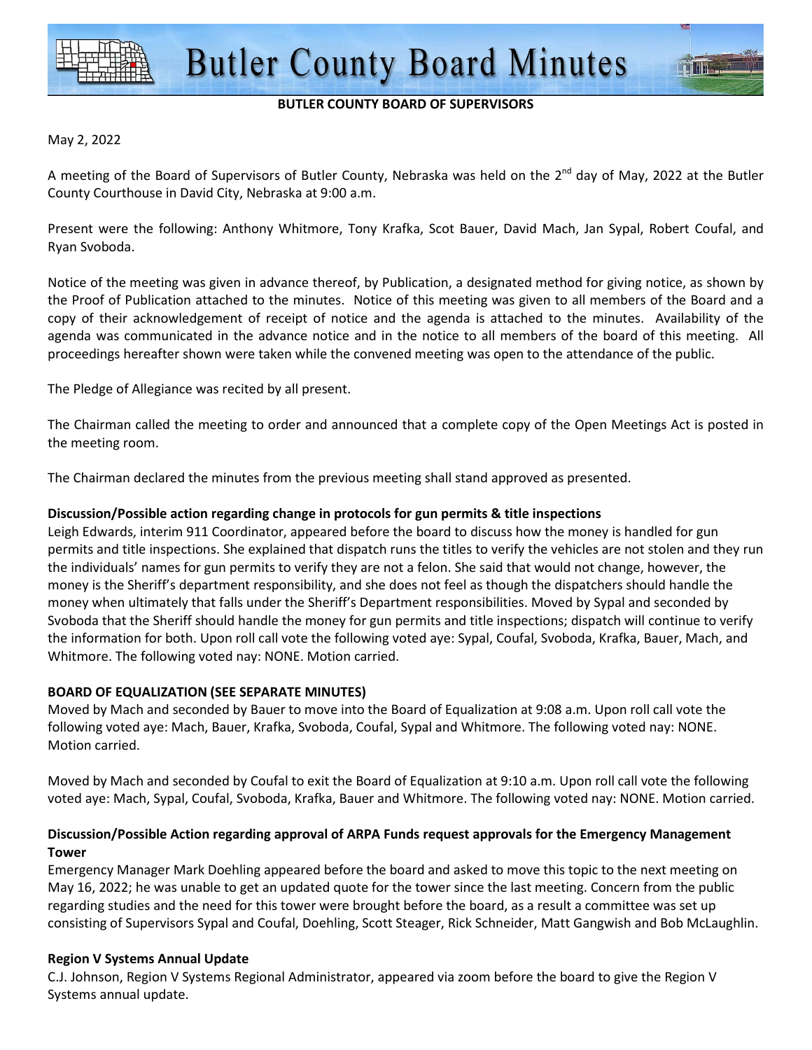# Butler County Board Minutes

**BUTLER COUNTY BOARD OF SUPERVISORS**

May 2, 2022

A meeting of the Board of Supervisors of Butler County, Nebraska was held on the 2nd day of May, 2022 at the Butler County Courthouse in David City, Nebraska at 9:00 a.m.

Present were the following: Anthony Whitmore, Tony Krafka, Scot Bauer, David Mach, Jan Sypal, Robert Coufal, and Ryan Svoboda.

Notice of the meeting was given in advance thereof, by Publication, a designated method for giving notice, as shown by the Proof of Publication attached to the minutes. Notice of this meeting was given to all members of the Board and a copy of their acknowledgement of receipt of notice and the agenda is attached to the minutes. Availability of the agenda was communicated in the advance notice and in the notice to all members of the board of this meeting. All proceedings hereafter shown were taken while the convened meeting was open to the attendance of the public.

The Pledge of Allegiance was recited by all present.

The Chairman called the meeting to order and announced that a complete copy of the Open Meetings Act is posted in the meeting room.

The Chairman declared the minutes from the previous meeting shall stand approved as presented.

**Discussion/Possible action regarding change in protocols for gun permits & title inspections**

Leigh Edwards, interim 911 Coordinator, appeared before the board to discuss how the money is handled for gun permits and title inspections. She explained that dispatch runs the titles to verify the vehicles are not stolen and they run the individuals' names for gun permits to verify they are not a felon. She said that would not change, however, the money is the Sheriff's department responsibility, and she does not feel as though the dispatchers should handle the money when ultimately that falls under the Sheriff's Department responsibilities. Moved by Sypal and seconded by Svoboda that the Sheriff should handle the money for gun permits and title inspections; dispatch will continue to verify the information for both. Upon roll call vote the following voted aye: Sypal, Coufal, Svoboda, Krafka, Bauer, Mach, and Whitmore. The following voted nay: NONE. Motion carried.

**BOARD OF EQUALIZATION (SEE SEPARATE MINUTES)**

Moved by Mach and seconded by Bauer to move into the Board of Equalization at 9:08 a.m. Upon roll call vote the following voted aye: Mach, Bauer, Krafka, Svoboda, Coufal, Sypal and Whitmore. The following voted nay: NONE. Motion carried.

Moved by Mach and seconded by Coufal to exit the Board of Equalization at 9:10 a.m. Upon roll call vote the following voted aye: Mach, Sypal, Coufal, Svoboda, Krafka, Bauer and Whitmore. The following voted nay: NONE. Motion carried.

**Discussion/Possible Action regarding approval of ARPA Funds request approvals for the Emergency Management Tower**

Emergency Manager Mark Doehling appeared before the board and asked to move this topic to the next meeting on May 16, 2022; he was unable to get an updated quote for the tower since the last meeting. Concern from the public regarding studies and the need for this tower were brought before the board, as a result a committee was set up consisting of Supervisors Sypal and Coufal, Doehling, Scott Steager, Rick Schneider, Matt Gangwish and Bob McLaughlin.

**Region V Systems Annual Update**

C.J. Johnson, Region V Systems Regional Administrator, appeared via zoom before the board to give the Region V Systems annual update.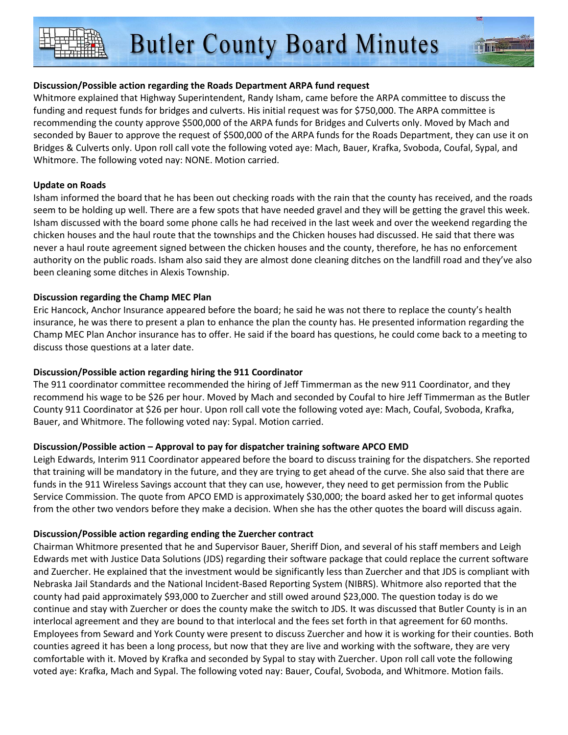**Discussion/Possible action regarding the Roads Department ARPA fund request**

Whitmore explained that Highway Superintendent, Randy Isham, came before the ARPA committee to discuss the funding and request funds for bridges and culverts. His initial request was for $750,000. The ARPA committee is recommending the county approve $500,000 of the ARPA funds for Bridges and Culverts only. Moved by Mach and seconded by Bauer to approve the request of $500,000 of the ARPA funds for the Roads Department, they can use it on Bridges & Culverts only. Upon roll call vote the following voted aye: Mach, Bauer, Krafka, Svoboda, Coufal, Sypal, and Whitmore. The following voted nay: NONE. Motion carried.

**Update on Roads**

Isham informed the board that he has been out checking roads with the rain that the county has received, and the roads seem to be holding up well. There are a few spots that have needed gravel and they will be getting the gravel this week. Isham discussed with the board some phone calls he had received in the last week and over the weekend regarding the chicken houses and the haul route that the townships and the Chicken houses had discussed. He said that there was never a haul route agreement signed between the chicken houses and the county, therefore, he has no enforcement authority on the public roads. Isham also said they are almost done cleaning ditches on the landfill road and they've also been cleaning some ditches in Alexis Township.

**Discussion regarding the Champ MEC Plan**

Eric Hancock, Anchor Insurance appeared before the board; he said he was not there to replace the county's health insurance, he was there to present a plan to enhance the plan the county has. He presented information regarding the Champ MEC Plan Anchor insurance has to offer. He said if the board has questions, he could come back to a meeting to discuss those questions at a later date.

**Discussion/Possible action regarding hiring the 911 Coordinator**

The 911 coordinator committee recommended the hiring of Jeff Timmerman as the new 911 Coordinator, and they recommend his wage to be $26 per hour. Moved by Mach and seconded by Coufal to hire Jeff Timmerman as the Butler County 911 Coordinator at $26 per hour. Upon roll call vote the following voted aye: Mach, Coufal, Svoboda, Krafka, Bauer, and Whitmore. The following voted nay: Sypal. Motion carried.

**Discussion/Possible action – Approval to pay for dispatcher training software APCO EMD**

Leigh Edwards, Interim 911 Coordinator appeared before the board to discuss training for the dispatchers. She reported that training will be mandatory in the future, and they are trying to get ahead of the curve. She also said that there are funds in the 911 Wireless Savings account that they can use, however, they need to get permission from the Public Service Commission. The quote from APCO EMD is approximately $30,000; the board asked her to get informal quotes from the other two vendors before they make a decision. When she has the other quotes the board will discuss again.

**Discussion/Possible action regarding ending the Zuercher contract**

Chairman Whitmore presented that he and Supervisor Bauer, Sheriff Dion, and several of his staff members and Leigh Edwards met with Justice Data Solutions (JDS) regarding their software package that could replace the current software and Zuercher. He explained that the investment would be significantly less than Zuercher and that JDS is compliant with Nebraska Jail Standards and the National Incident-Based Reporting System (NIBRS). Whitmore also reported that the county had paid approximately $93,000 to Zuercher and still owed around $23,000. The question today is do we continue and stay with Zuercher or does the county make the switch to JDS. It was discussed that Butler County is in an interlocal agreement and they are bound to that interlocal and the fees set forth in that agreement for 60 months. Employees from Seward and York County were present to discuss Zuercher and how it is working for their counties. Both counties agreed it has been a long process, but now that they are live and working with the software, they are very comfortable with it. Moved by Krafka and seconded by Sypal to stay with Zuercher. Upon roll call vote the following voted aye: Krafka, Mach and Sypal. The following voted nay: Bauer, Coufal, Svoboda, and Whitmore. Motion fails.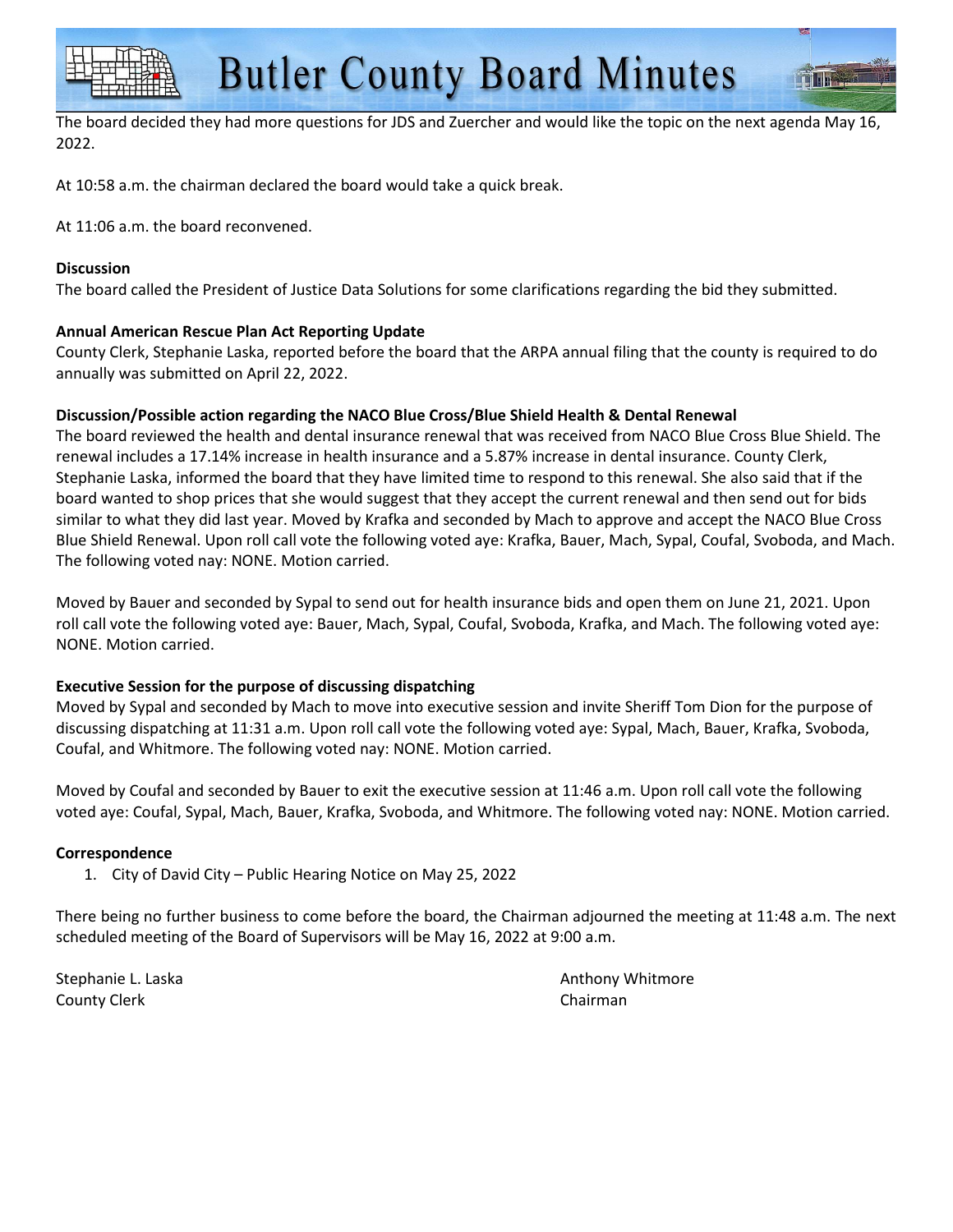The board decided they had more questions for JDS and Zuercher and would like the topic on the next agenda May 16, 2022.

At 10:58 a.m. the chairman declared the board would take a quick break.

At 11:06 a.m. the board reconvened.

**Discussion**

The board called the President of Justice Data Solutions for some clarifications regarding the bid they submitted.

**Annual American Rescue Plan Act Reporting Update**

County Clerk, Stephanie Laska, reported before the board that the ARPA annual filing that the county is required to do annually was submitted on April 22, 2022.

**Discussion/Possible action regarding the NACO Blue Cross/Blue Shield Health & Dental Renewal**

The board reviewed the health and dental insurance renewal that was received from NACO Blue Cross Blue Shield. The renewal includes a 17.14% increase in health insurance and a 5.87% increase in dental insurance. County Clerk, Stephanie Laska, informed the board that they have limited time to respond to this renewal. She also said that if the board wanted to shop prices that she would suggest that they accept the current renewal and then send out for bids similar to what they did last year. Moved by Krafka and seconded by Mach to approve and accept the NACO Blue Cross Blue Shield Renewal. Upon roll call vote the following voted aye: Krafka, Bauer, Mach, Sypal, Coufal, Svoboda, and Mach. The following voted nay: NONE. Motion carried.

Moved by Bauer and seconded by Sypal to send out for health insurance bids and open them on June 21, 2021. Upon roll call vote the following voted aye: Bauer, Mach, Sypal, Coufal, Svoboda, Krafka, and Mach. The following voted aye: NONE. Motion carried.

**Executive Session for the purpose of discussing dispatching**

Moved by Sypal and seconded by Mach to move into executive session and invite Sheriff Tom Dion for the purpose of discussing dispatching at 11:31 a.m. Upon roll call vote the following voted aye: Sypal, Mach, Bauer, Krafka, Svoboda, Coufal, and Whitmore. The following voted nay: NONE. Motion carried.

Moved by Coufal and seconded by Bauer to exit the executive session at 11:46 a.m. Upon roll call vote the following voted aye: Coufal, Sypal, Mach, Bauer, Krafka, Svoboda, and Whitmore. The following voted nay: NONE. Motion carried.

**Correspondence**

1. City of David City – Public Hearing Notice on May 25, 2022

There being no further business to come before the board, the Chairman adjourned the meeting at 11:48 a.m. The next scheduled meeting of the Board of Supervisors will be May 16, 2022 at 9:00 a.m.

Stephanie L. Laska
County Clerk

Anthony Whitmore
Chairman